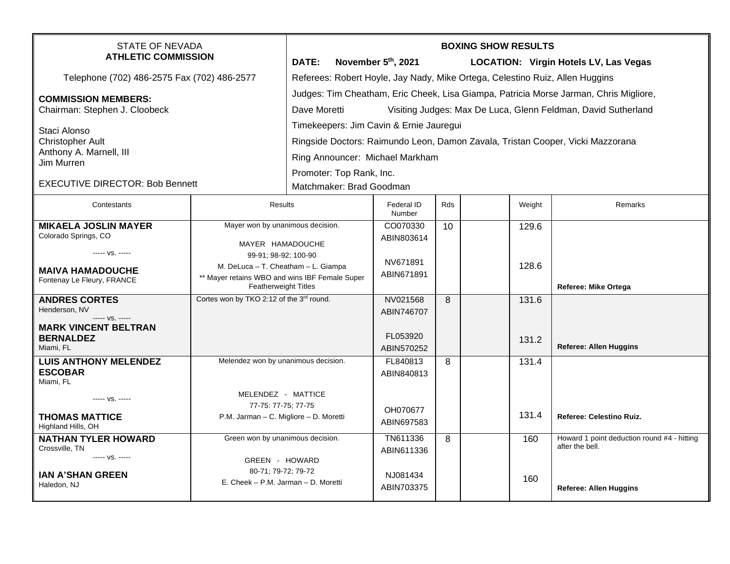STATE OF NEVADA
**ATHLETIC COMMISSION**

Telephone (702) 486-2575 Fax (702) 486-2577

**COMMISSION MEMBERS:**
Chairman: Stephen J. Cloobeck

Staci Alonso
Christopher Ault
Anthony A. Marnell, III
Jim Murren

EXECUTIVE DIRECTOR: Bob Bennett

**BOXING SHOW RESULTS**

**DATE: November 5th, 2021** **LOCATION: Virgin Hotels LV, Las Vegas**

Referees: Robert Hoyle, Jay Nady, Mike Ortega, Celestino Ruiz, Allen Huggins

Judges: Tim Cheatham, Eric Cheek, Lisa Giampa, Patricia Morse Jarman, Chris Migliore, Dave Moretti Visiting Judges: Max De Luca, Glenn Feldman, David Sutherland

Timekeepers: Jim Cavin & Ernie Jauregui

Ringside Doctors: Raimundo Leon, Damon Zavala, Tristan Cooper, Vicki Mazzorana

Ring Announcer: Michael Markham

Promoter: Top Rank, Inc.

Matchmaker: Brad Goodman

| Contestants | Results | Federal ID Number | Rds | | Weight | Remarks |
|---|---|---|---|---|---|---|
| **MIKAELA JOSLIN MAYER** Colorado Springs, CO<br>----- vs. -----<br>**MAIVA HAMADOUCHE** Fontenay Le Fleury, FRANCE | Mayer won by unanimous decision.<br>MAYER HAMADOUCHE<br>99-91; 98-92; 100-90<br>M. DeLuca – T. Cheatham – L. Giampa<br>** Mayer retains WBO and wins IBF Female Super Featherweight Titles | CO070330 ABIN803614<br>NV671891 ABIN671891 | 10 | | 129.6<br>128.6 | **Referee: Mike Ortega** |
| **ANDRES CORTES** Henderson, NV<br>----- vs. -----<br>**MARK VINCENT BELTRAN BERNALDEZ** Miami, FL | Cortes won by TKO 2:12 of the 3rd round. | NV021568 ABIN746707<br>FL053920 ABIN570252 | 8 | | 131.6<br>131.2 | **Referee: Allen Huggins** |
| **LUIS ANTHONY MELENDEZ ESCOBAR** Miami, FL<br>----- vs. -----<br>**THOMAS MATTICE** Highland Hills, OH | Melendez won by unanimous decision.<br>MELENDEZ - MATTICE<br>77-75: 77-75; 77-75<br>P.M. Jarman – C. Migliore – D. Moretti | FL840813 ABIN840813<br>OH070677 ABIN697583 | 8 | | 131.4<br>131.4 | **Referee: Celestino Ruiz.** |
| **NATHAN TYLER HOWARD** Crossville, TN<br>----- vs. -----<br>**IAN A'SHAN GREEN** Haledon, NJ | Green won by unanimous decision.<br>GREEN - HOWARD<br>80-71; 79-72; 79-72<br>E. Cheek – P.M. Jarman – D. Moretti | TN611336 ABIN611336<br>NJ081434 ABIN703375 | 8 | | 160<br>160 | Howard 1 point deduction round #4 - hitting after the bell.<br>**Referee: Allen Huggins** |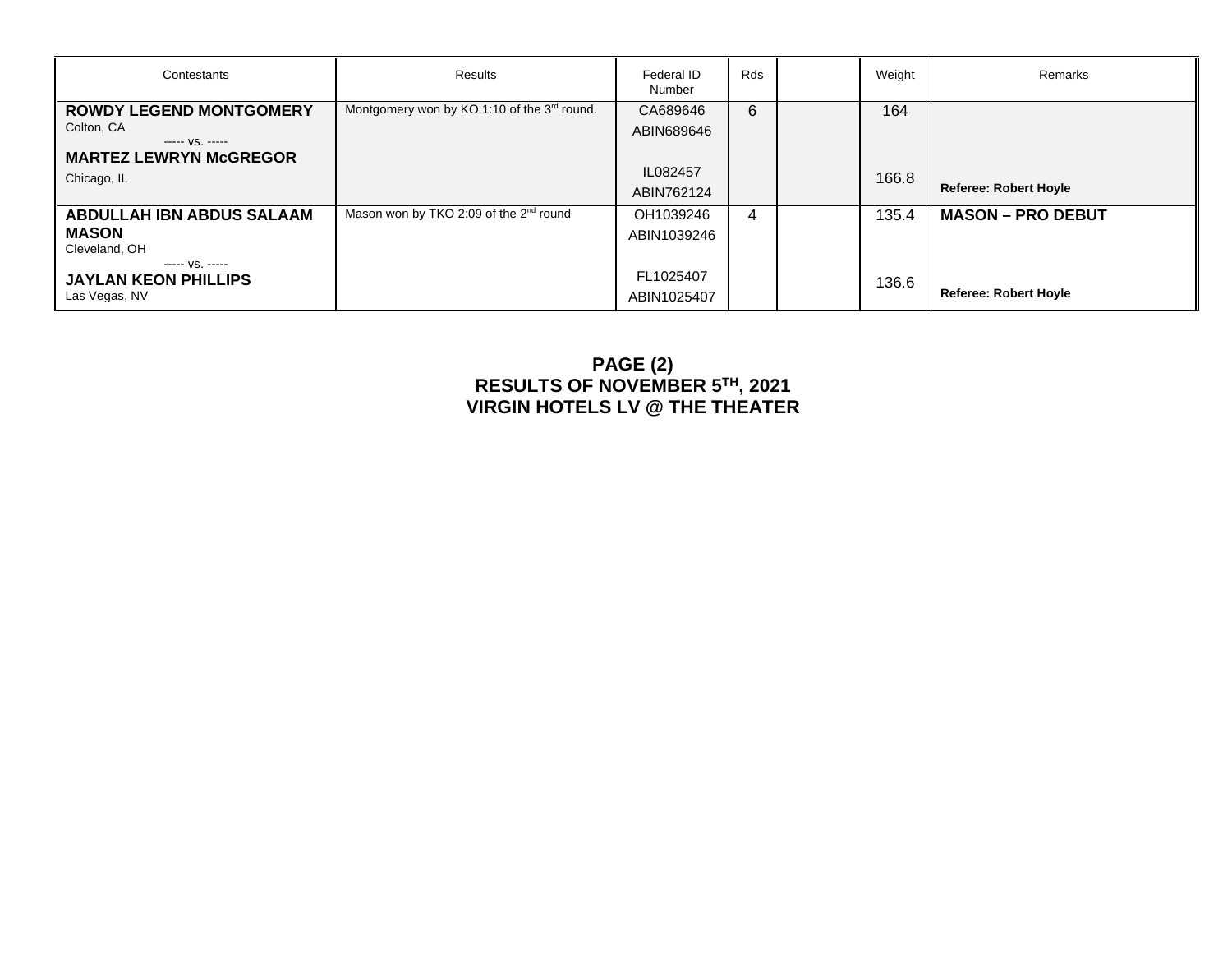| Contestants | Results | Federal ID Number | Rds | | Weight | Remarks |
|---|---|---|---|---|---|---|
| **ROWDY LEGEND MONTGOMERY** Colton, CA ----- vs. ----- **MARTEZ LEWRYN McGREGOR** Chicago, IL | Montgomery won by KO 1:10 of the 3rd round. | CA689646 ABIN689646 IL082457 ABIN762124 | 6 | | 164 166.8 | **Referee: Robert Hoyle** |
| **ABDULLAH IBN ABDUS SALAAM MASON** Cleveland, OH ----- vs. ----- **JAYLAN KEON PHILLIPS** Las Vegas, NV | Mason won by TKO 2:09 of the 2nd round | OH1039246 ABIN1039246 FL1025407 ABIN1025407 | 4 | | 135.4 136.6 | **MASON – PRO DEBUT** **Referee: Robert Hoyle** |

**PAGE (2)**
**RESULTS OF NOVEMBER 5TH, 2021**
**VIRGIN HOTELS LV @ THE THEATER**